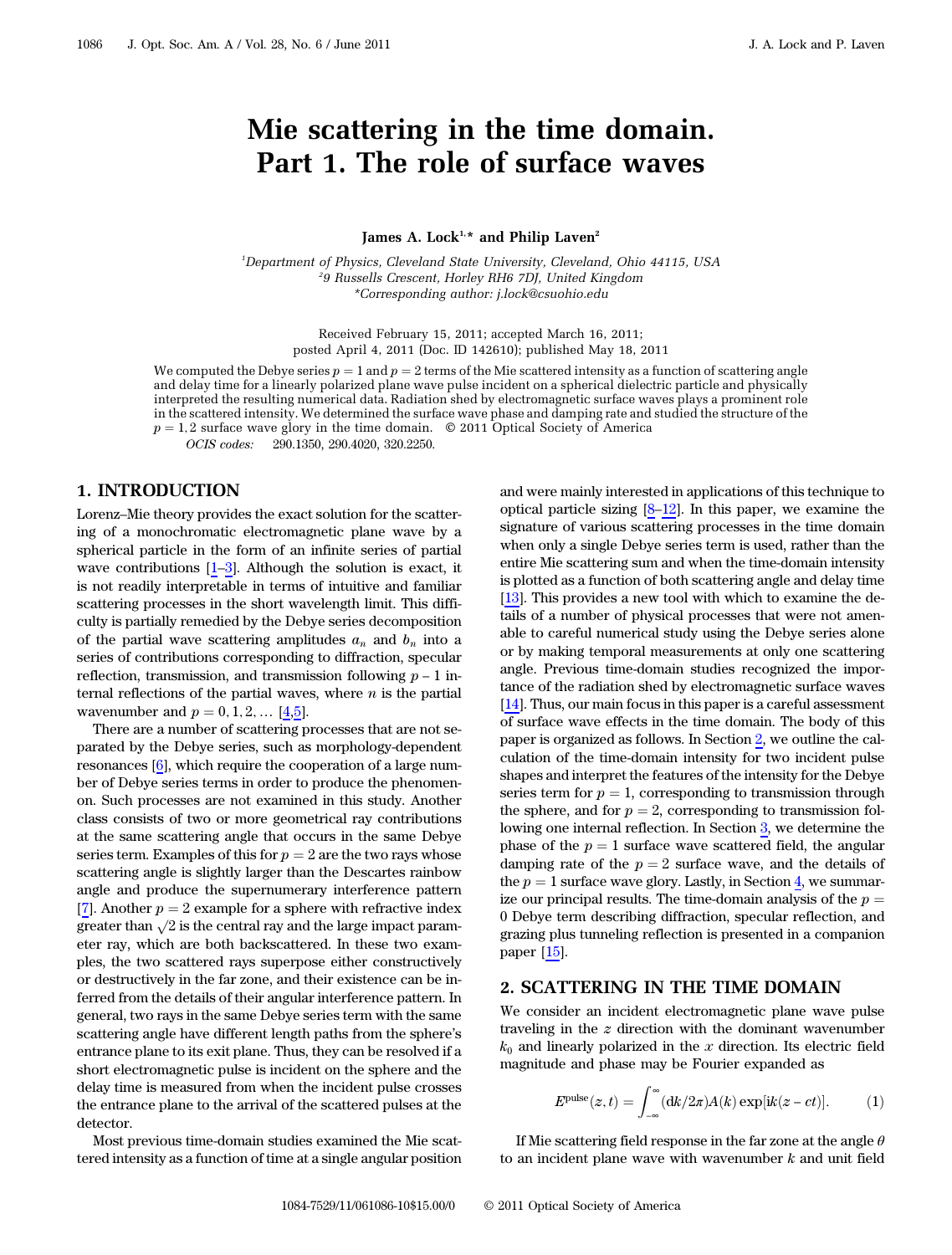# Mie scattering in the time domain. Part 1. The role of surface waves

**James A. Lock[1,*] and Philip Laven[2]**

[1]*Department of Physics, Cleveland State University, Cleveland, Ohio 44115, USA*
[2]*9 Russells Crescent, Horley RH6 7DJ, United Kingdom*
*Corresponding author: j.lock@csuohio.edu

Received February 15, 2011; accepted March 16, 2011;
posted April 4, 2011 (Doc. ID 142610); published May 18, 2011

We computed the Debye series $p = 1$ and $p = 2$ terms of the Mie scattered intensity as a function of scattering angle and delay time for a linearly polarized plane wave pulse incident on a spherical dielectric particle and physically interpreted the resulting numerical data. Radiation shed by electromagnetic surface waves plays a prominent role in the scattered intensity. We determined the surface wave phase and damping rate and studied the structure of the $p = 1,2$ surface wave glory in the time domain. © 2011 Optical Society of America

*OCIS codes:* 290.1350, 290.4020, 320.2250.

## 1. INTRODUCTION

Lorenz–Mie theory provides the exact solution for the scattering of a monochromatic electromagnetic plane wave by a spherical particle in the form of an infinite series of partial wave contributions [1–3]. Although the solution is exact, it is not readily interpretable in terms of intuitive and familiar scattering processes in the short wavelength limit. This difficulty is partially remedied by the Debye series decomposition of the partial wave scattering amplitudes $a_n$ and $b_n$ into a series of contributions corresponding to diffraction, specular reflection, transmission, and transmission following $p - 1$ internal reflections of the partial waves, where $n$ is the partial wavenumber and $p = 0, 1, 2, \ldots$ [4,5].

There are a number of scattering processes that are not separated by the Debye series, such as morphology-dependent resonances [6], which require the cooperation of a large number of Debye series terms in order to produce the phenomenon. Such processes are not examined in this study. Another class consists of two or more geometrical ray contributions at the same scattering angle that occurs in the same Debye series term. Examples of this for $p = 2$ are the two rays whose scattering angle is slightly larger than the Descartes rainbow angle and produce the supernumerary interference pattern [7]. Another $p = 2$ example for a sphere with refractive index greater than $\sqrt{2}$ is the central ray and the large impact parameter ray, which are both backscattered. In these two examples, the two scattered rays superpose either constructively or destructively in the far zone, and their existence can be inferred from the details of their angular interference pattern. In general, two rays in the same Debye series term with the same scattering angle have different length paths from the sphere's entrance plane to its exit plane. Thus, they can be resolved if a short electromagnetic pulse is incident on the sphere and the delay time is measured from when the incident pulse crosses the entrance plane to the arrival of the scattered pulses at the detector.

Most previous time-domain studies examined the Mie scattered intensity as a function of time at a single angular position and were mainly interested in applications of this technique to optical particle sizing [8–12]. In this paper, we examine the signature of various scattering processes in the time domain when only a single Debye series term is used, rather than the entire Mie scattering sum and when the time-domain intensity is plotted as a function of both scattering angle and delay time [13]. This provides a new tool with which to examine the details of a number of physical processes that were not amenable to careful numerical study using the Debye series alone or by making temporal measurements at only one scattering angle. Previous time-domain studies recognized the importance of the radiation shed by electromagnetic surface waves [14]. Thus, our main focus in this paper is a careful assessment of surface wave effects in the time domain. The body of this paper is organized as follows. In Section 2, we outline the calculation of the time-domain intensity for two incident pulse shapes and interpret the features of the intensity for the Debye series term for $p = 1$, corresponding to transmission through the sphere, and for $p = 2$, corresponding to transmission following one internal reflection. In Section 3, we determine the phase of the $p = 1$ surface wave scattered field, the angular damping rate of the $p = 2$ surface wave, and the details of the $p = 1$ surface wave glory. Lastly, in Section 4, we summarize our principal results. The time-domain analysis of the $p = 0$ Debye term describing diffraction, specular reflection, and grazing plus tunneling reflection is presented in a companion paper [15].

## 2. SCATTERING IN THE TIME DOMAIN

We consider an incident electromagnetic plane wave pulse traveling in the $z$ direction with the dominant wavenumber $k_0$ and linearly polarized in the $x$ direction. Its electric field magnitude and phase may be Fourier expanded as

$$E^{\text{pulse}}(z,t) = \int_{-\infty}^{\infty} (\mathrm{d}k/2\pi) A(k) \exp[\mathrm{i}k(z - ct)]. \tag{1}$$

If Mie scattering field response in the far zone at the angle $\theta$ to an incident plane wave with wavenumber $k$ and unit field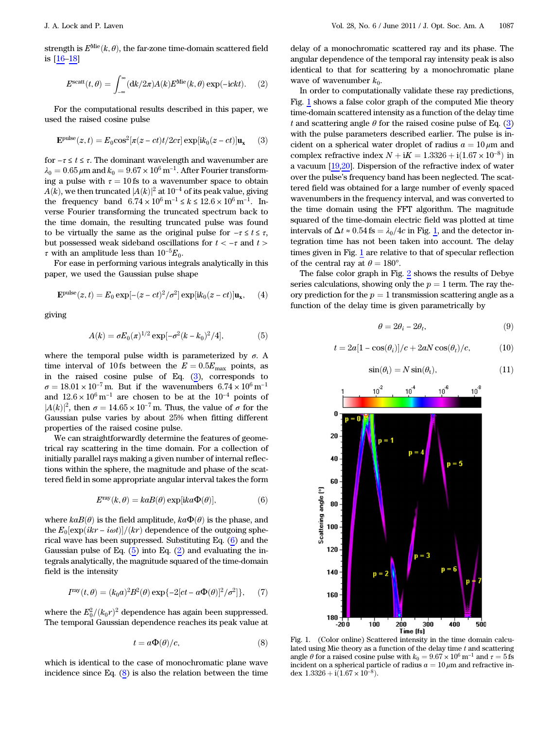strength is $E^{\text{Mie}}(k,\theta)$, the far-zone time-domain scattered field is [16–18]

$$E^{\text{scatt}}(t,\theta) = \int_{-\infty}^{\infty} (\mathrm{d}k/2\pi) A(k) E^{\text{Mie}}(k,\theta) \exp(-ickt). \quad (2)$$

For the computational results described in this paper, we used the raised cosine pulse

$$\mathbf{E}^{\text{pulse}}(z,t) = E_0 \cos^2[\pi(z-ct)t/2c\tau] \exp[ik_0(z-ct)]\mathbf{u}_x \quad (3)$$

for $-\tau \le t \le \tau$. The dominant wavelength and wavenumber are $\lambda_0 = 0.65\,\mu\text{m}$ and $k_0 = 9.67 \times 10^6\,\text{m}^{-1}$. After Fourier transforming a pulse with $\tau = 10\,\text{fs}$ to a wavenumber space to obtain $A(k)$, we then truncated $|A(k)|^2$ at $10^{-4}$ of its peak value, giving the frequency band $6.74 \times 10^6\,\text{m}^{-1} \le k \le 12.6 \times 10^6\,\text{m}^{-1}$. Inverse Fourier transforming the truncated spectrum back to the time domain, the resulting truncated pulse was found to be virtually the same as the original pulse for $-\tau \le t \le \tau$, but possessed weak sideband oscillations for $t < -\tau$ and $t > \tau$ with an amplitude less than $10^{-5}E_0$.

For ease in performing various integrals analytically in this paper, we used the Gaussian pulse shape

$$\mathbf{E}^{\text{pulse}}(z,t) = E_0 \exp[-(z-ct)^2/\sigma^2] \exp[ik_0(z-ct)]\mathbf{u}_x, \quad (4)$$

giving

$$A(k) = \sigma E_0 (\pi)^{1/2} \exp[-\sigma^2(k-k_0)^2/4], \quad (5)$$

where the temporal pulse width is parameterized by $\sigma$. A time interval of 10 fs between the $E = 0.5E_{\text{max}}$ points, as in the raised cosine pulse of Eq. (3), corresponds to $\sigma = 18.01 \times 10^{-7}\,\text{m}$. But if the wavenumbers $6.74 \times 10^6\,\text{m}^{-1}$ and $12.6 \times 10^6\,\text{m}^{-1}$ are chosen to be at the $10^{-4}$ points of $|A(k)|^2$, then $\sigma = 14.65 \times 10^{-7}\,\text{m}$. Thus, the value of $\sigma$ for the Gaussian pulse varies by about 25% when fitting different properties of the raised cosine pulse.

We can straightforwardly determine the features of geometrical ray scattering in the time domain. For a collection of initially parallel rays making a given number of internal reflections within the sphere, the magnitude and phase of the scattered field in some appropriate angular interval takes the form

$$E^{\text{ray}}(k,\theta) = kaB(\theta) \exp[ika\Phi(\theta)], \quad (6)$$

where $kaB(\theta)$ is the field amplitude, $ka\Phi(\theta)$ is the phase, and the $E_0[\exp(ikr - i\omega t)]/(kr)$ dependence of the outgoing spherical wave has been suppressed. Substituting Eq. (6) and the Gaussian pulse of Eq. (5) into Eq. (2) and evaluating the integrals analytically, the magnitude squared of the time-domain field is the intensity

$$I^{\text{ray}}(t,\theta) = (k_0a)^2 B^2(\theta) \exp\{-2[ct - a\Phi(\theta)]^2/\sigma^2\}, \quad (7)$$

where the $E_0^2/(k_0r)^2$ dependence has again been suppressed. The temporal Gaussian dependence reaches its peak value at

$$t = a\Phi(\theta)/c, \quad (8)$$

which is identical to the case of monochromatic plane wave incidence since Eq. (8) is also the relation between the time delay of a monochromatic scattered ray and its phase. The angular dependence of the temporal ray intensity peak is also identical to that for scattering by a monochromatic plane wave of wavenumber $k_0$.

In order to computationally validate these ray predictions, Fig. 1 shows a false color graph of the computed Mie theory time-domain scattered intensity as a function of the delay time $t$ and scattering angle $\theta$ for the raised cosine pulse of Eq. (3) with the pulse parameters described earlier. The pulse is incident on a spherical water droplet of radius $a = 10\,\mu\text{m}$ and complex refractive index $N + iK = 1.3326 + i(1.67 \times 10^{-8})$ in a vacuum [19,20]. Dispersion of the refractive index of water over the pulse's frequency band has been neglected. The scattered field was obtained for a large number of evenly spaced wavenumbers in the frequency interval, and was converted to the time domain using the FFT algorithm. The magnitude squared of the time-domain electric field was plotted at time intervals of $\Delta t \approx 0.54\,\text{fs} = \lambda_0/4c$ in Fig. 1, and the detector integration time has not been taken into account. The delay times given in Fig. 1 are relative to that of specular reflection of the central ray at $\theta = 180°$.

The false color graph in Fig. 2 shows the results of Debye series calculations, showing only the $p = 1$ term. The ray theory prediction for the $p = 1$ transmission scattering angle as a function of the delay time is given parametrically by

$$\theta = 2\theta_i - 2\theta_t, \quad (9)$$

$$t = 2a[1 - \cos(\theta_i)]/c + 2aN\cos(\theta_t)/c, \quad (10)$$

$$\sin(\theta_i) = N\sin(\theta_t), \quad (11)$$

Fig. 1. (Color online) Scattered intensity in the time domain calculated using Mie theory as a function of the delay time $t$ and scattering angle $\theta$ for a raised cosine pulse with $k_0 = 9.67 \times 10^6\,\text{m}^{-1}$ and $\tau = 5\,\text{fs}$ incident on a spherical particle of radius $a = 10\,\mu\text{m}$ and refractive index $1.3326 + i(1.67 \times 10^{-8})$.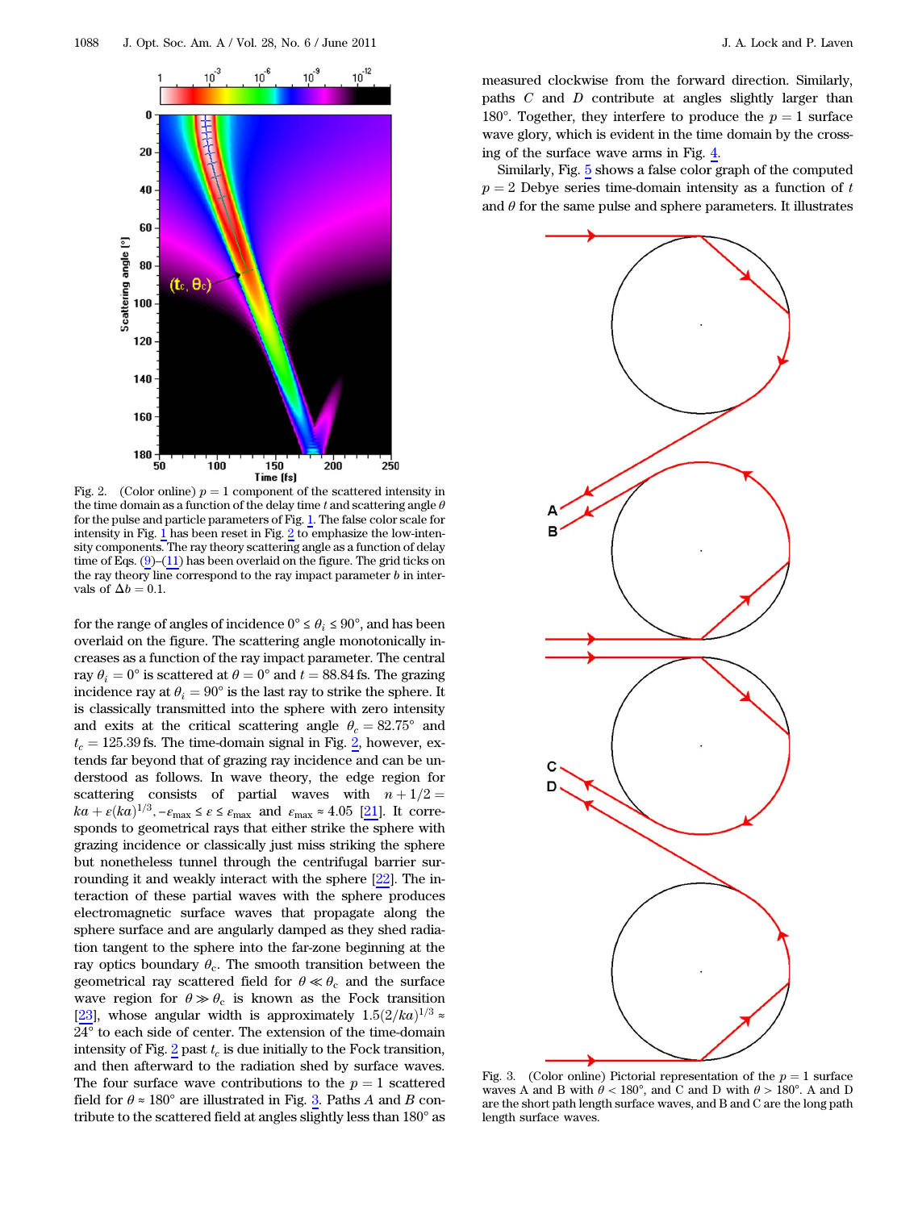Fig. 2. (Color online) $p = 1$ component of the scattered intensity in the time domain as a function of the delay time $t$ and scattering angle $\theta$ for the pulse and particle parameters of Fig. 1. The false color scale for intensity in Fig. 1 has been reset in Fig. 2 to emphasize the low-intensity components. The ray theory scattering angle as a function of delay time of Eqs. (9)–(11) has been overlaid on the figure. The grid ticks on the ray theory line correspond to the ray impact parameter $b$ in intervals of $\Delta b = 0.1$.

for the range of angles of incidence $0° \leq \theta_i \leq 90°$, and has been overlaid on the figure. The scattering angle monotonically increases as a function of the ray impact parameter. The central ray $\theta_i = 0°$ is scattered at $\theta = 0°$ and $t = 88.84$ fs. The grazing incidence ray at $\theta_i = 90°$ is the last ray to strike the sphere. It is classically transmitted into the sphere with zero intensity and exits at the critical scattering angle $\theta_c = 82.75°$ and $t_c = 125.39$ fs. The time-domain signal in Fig. 2, however, extends far beyond that of grazing ray incidence and can be understood as follows. In wave theory, the edge region for scattering consists of partial waves with $n + 1/2 = ka + \varepsilon(ka)^{1/3}$, $-\varepsilon_{\max} \leq \varepsilon \leq \varepsilon_{\max}$ and $\varepsilon_{\max} \approx 4.05$ [21]. It corresponds to geometrical rays that either strike the sphere with grazing incidence or classically just miss striking the sphere but nonetheless tunnel through the centrifugal barrier surrounding it and weakly interact with the sphere [22]. The interaction of these partial waves with the sphere produces electromagnetic surface waves that propagate along the sphere surface and are angularly damped as they shed radiation tangent to the sphere into the far-zone beginning at the ray optics boundary $\theta_c$. The smooth transition between the geometrical ray scattered field for $\theta \ll \theta_c$ and the surface wave region for $\theta \gg \theta_c$ is known as the Fock transition [23], whose angular width is approximately $1.5(2/ka)^{1/3} \approx 24°$ to each side of center. The extension of the time-domain intensity of Fig. 2 past $t_c$ is due initially to the Fock transition, and then afterward to the radiation shed by surface waves. The four surface wave contributions to the $p = 1$ scattered field for $\theta \approx 180°$ are illustrated in Fig. 3. Paths $A$ and $B$ contribute to the scattered field at angles slightly less than $180°$ as measured clockwise from the forward direction. Similarly, paths $C$ and $D$ contribute at angles slightly larger than $180°$. Together, they interfere to produce the $p = 1$ surface wave glory, which is evident in the time domain by the crossing of the surface wave arms in Fig. 4.

Similarly, Fig. 5 shows a false color graph of the computed $p = 2$ Debye series time-domain intensity as a function of $t$ and $\theta$ for the same pulse and sphere parameters. It illustrates

Fig. 3. (Color online) Pictorial representation of the $p = 1$ surface waves A and B with $\theta < 180°$, and C and D with $\theta > 180°$. A and D are the short path length surface waves, and B and C are the long path length surface waves.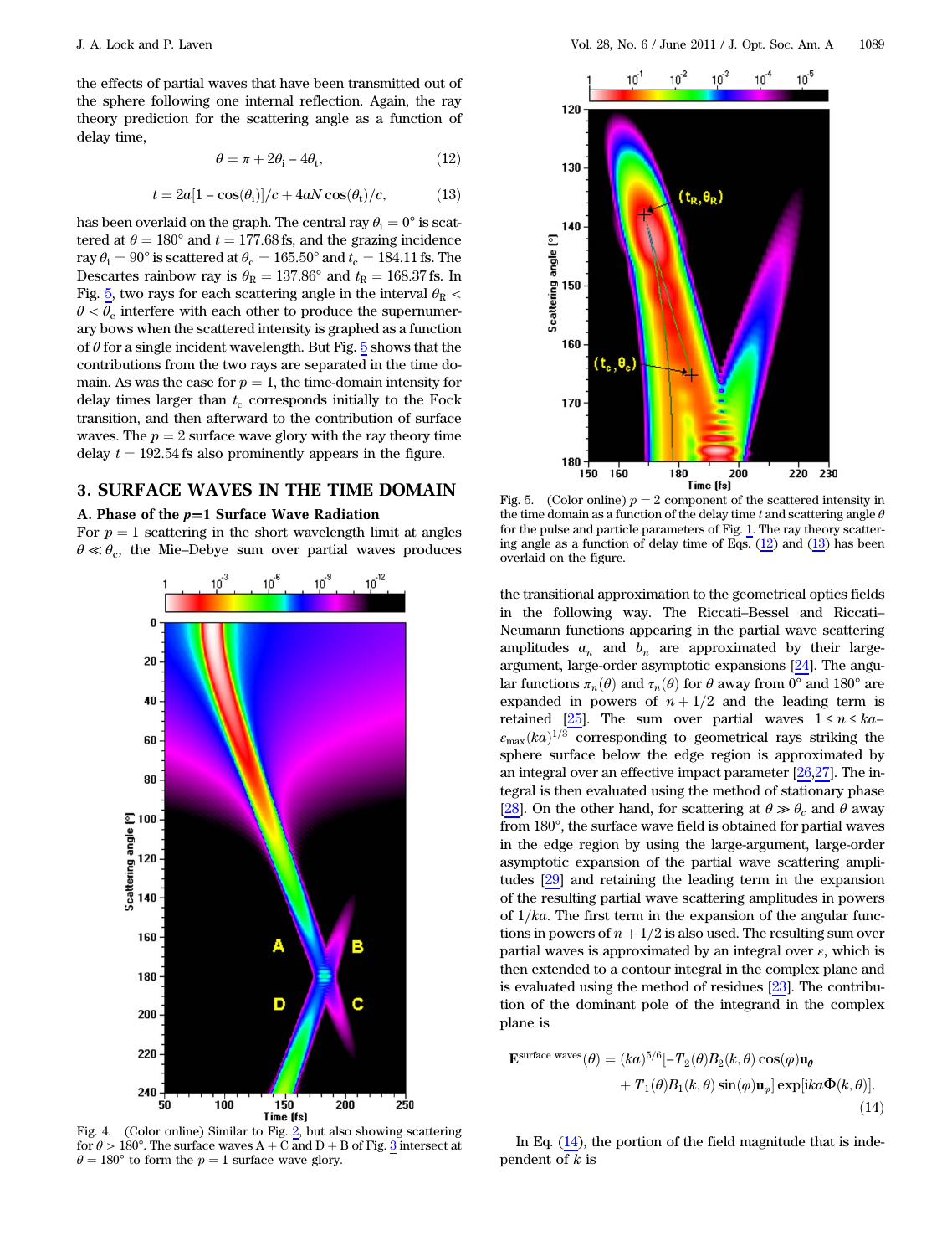the effects of partial waves that have been transmitted out of the sphere following one internal reflection. Again, the ray theory prediction for the scattering angle as a function of delay time,

$$\theta = \pi + 2\theta_i - 4\theta_t, \tag{12}$$

$$t = 2a[1 - \cos(\theta_i)]/c + 4aN\cos(\theta_t)/c, \tag{13}$$

has been overlaid on the graph. The central ray $\theta_i = 0°$ is scattered at $\theta = 180°$ and $t = 177.68$ fs, and the grazing incidence ray $\theta_i = 90°$ is scattered at $\theta_c = 165.50°$ and $t_c = 184.11$ fs. The Descartes rainbow ray is $\theta_R = 137.86°$ and $t_R = 168.37$ fs. In Fig. 5, two rays for each scattering angle in the interval $\theta_R < \theta < \theta_c$ interfere with each other to produce the supernumerary bows when the scattered intensity is graphed as a function of $\theta$ for a single incident wavelength. But Fig. 5 shows that the contributions from the two rays are separated in the time domain. As was the case for $p = 1$, the time-domain intensity for delay times larger than $t_c$ corresponds initially to the Fock transition, and then afterward to the contribution of surface waves. The $p = 2$ surface wave glory with the ray theory time delay $t = 192.54$ fs also prominently appears in the figure.

Fig. 5. (Color online) $p = 2$ component of the scattered intensity in the time domain as a function of the delay time $t$ and scattering angle $\theta$ for the pulse and particle parameters of Fig. 1. The ray theory scattering angle as a function of delay time of Eqs. (12) and (13) has been overlaid on the figure.

## 3. SURFACE WAVES IN THE TIME DOMAIN

### A. Phase of the $p$=1 Surface Wave Radiation

For $p = 1$ scattering in the short wavelength limit at angles $\theta \ll \theta_c$, the Mie–Debye sum over partial waves produces the transitional approximation to the geometrical optics fields in the following way. The Riccati–Bessel and Riccati–Neumann functions appearing in the partial wave scattering amplitudes $a_n$ and $b_n$ are approximated by their large-argument, large-order asymptotic expansions [24]. The angular functions $\pi_n(\theta)$ and $\tau_n(\theta)$ for $\theta$ away from 0° and 180° are expanded in powers of $n + 1/2$ and the leading term is retained [25]. The sum over partial waves $1 \le n \le ka - \varepsilon_{\max}(ka)^{1/3}$ corresponding to geometrical rays striking the sphere surface below the edge region is approximated by an integral over an effective impact parameter [26,27]. The integral is then evaluated using the method of stationary phase [28]. On the other hand, for scattering at $\theta \gg \theta_c$ and $\theta$ away from 180°, the surface wave field is obtained for partial waves in the edge region by using the large-argument, large-order asymptotic expansion of the partial wave scattering amplitudes [29] and retaining the leading term in the expansion of the resulting partial wave scattering amplitudes in powers of $1/ka$. The first term in the expansion of the angular functions in powers of $n + 1/2$ is also used. The resulting sum over partial waves is approximated by an integral over $\varepsilon$, which is then extended to a contour integral in the complex plane and is evaluated using the method of residues [23]. The contribution of the dominant pole of the integrand in the complex plane is

$$\mathbf{E}^{\text{surface waves}}(\theta) = (ka)^{5/6}[-T_2(\theta)B_2(k,\theta)\cos(\varphi)\mathbf{u}_\theta + T_1(\theta)B_1(k,\theta)\sin(\varphi)\mathbf{u}_\varphi]\exp[ika\Phi(k,\theta)]. \tag{14}$$

Fig. 4. (Color online) Similar to Fig. 2, but also showing scattering for $\theta > 180°$. The surface waves A + C and D + B of Fig. 3 intersect at $\theta = 180°$ to form the $p = 1$ surface wave glory.

In Eq. (14), the portion of the field magnitude that is independent of $k$ is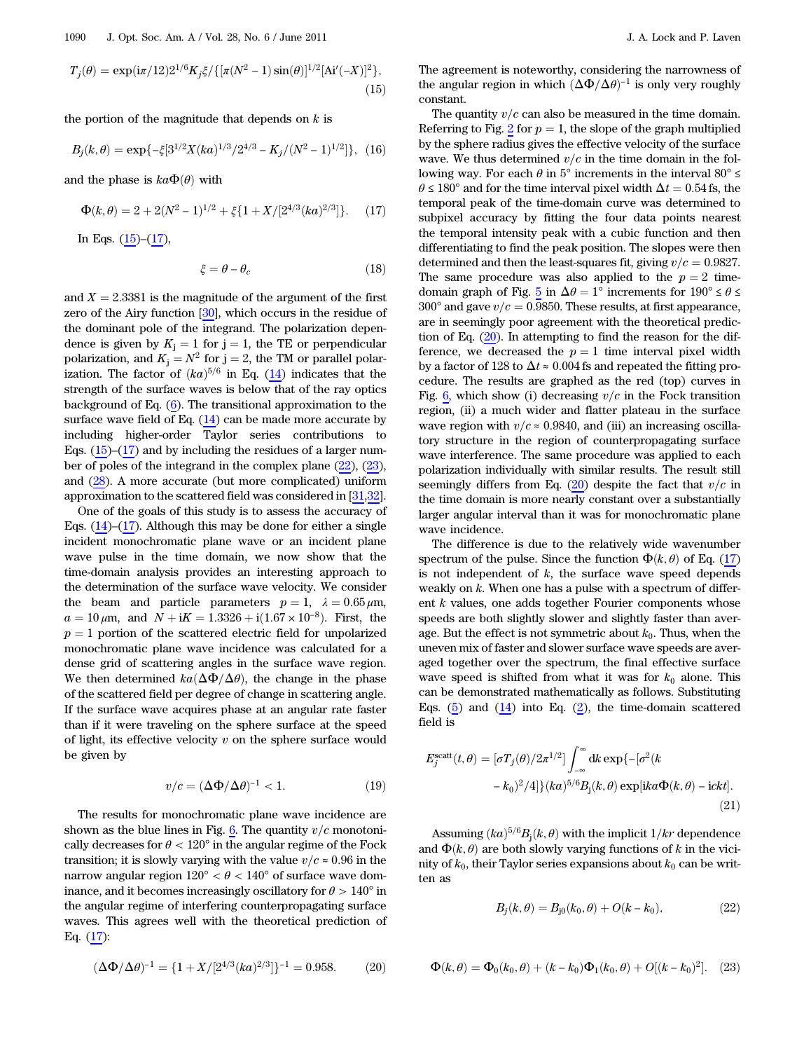$$T_j(\theta) = \exp(\mathrm{i}\pi/12)2^{1/6}K_j\xi/\{[\pi(N^2-1)\sin(\theta)]^{1/2}[\mathrm{Ai}'(-X)]^2\}, \tag{15}$$

the portion of the magnitude that depends on $k$ is

$$B_j(k,\theta) = \exp\{-\xi[3^{1/2}X(ka)^{1/3}/2^{4/3} - K_j/(N^2-1)^{1/2}]\}, \tag{16}$$

and the phase is $ka\Phi(\theta)$ with

$$\Phi(k,\theta) = 2 + 2(N^2-1)^{1/2} + \xi\{1 + X/[2^{4/3}(ka)^{2/3}]\}. \tag{17}$$

In Eqs. (15)–(17),

$$\xi = \theta - \theta_c \tag{18}$$

and $X = 2.3381$ is the magnitude of the argument of the first zero of the Airy function [30], which occurs in the residue of the dominant pole of the integrand. The polarization dependence is given by $K_j = 1$ for $j = 1$, the TE or perpendicular polarization, and $K_j = N^2$ for $j = 2$, the TM or parallel polarization. The factor of $(ka)^{5/6}$ in Eq. (14) indicates that the strength of the surface waves is below that of the ray optics background of Eq. (6). The transitional approximation to the surface wave field of Eq. (14) can be made more accurate by including higher-order Taylor series contributions to Eqs. (15)–(17) and by including the residues of a larger number of poles of the integrand in the complex plane (22), (23), and (28). A more accurate (but more complicated) uniform approximation to the scattered field was considered in [31,32].

One of the goals of this study is to assess the accuracy of Eqs. (14)–(17). Although this may be done for either a single incident monochromatic plane wave or an incident plane wave pulse in the time domain, we now show that the time-domain analysis provides an interesting approach to the determination of the surface wave velocity. We consider the beam and particle parameters $p = 1$, $\lambda = 0.65\,\mu$m, $a = 10\,\mu$m, and $N + \mathrm{i}K = 1.3326 + \mathrm{i}(1.67\times10^{-8})$. First, the $p = 1$ portion of the scattered electric field for unpolarized monochromatic plane wave incidence was calculated for a dense grid of scattering angles in the surface wave region. We then determined $ka(\Delta\Phi/\Delta\theta)$, the change in the phase of the scattered field per degree of change in scattering angle. If the surface wave acquires phase at an angular rate faster than if it were traveling on the sphere surface at the speed of light, its effective velocity $v$ on the sphere surface would be given by

$$v/c = (\Delta\Phi/\Delta\theta)^{-1} < 1. \tag{19}$$

The results for monochromatic plane wave incidence are shown as the blue lines in Fig. 6. The quantity $v/c$ monotonically decreases for $\theta < 120°$ in the angular regime of the Fock transition; it is slowly varying with the value $v/c \approx 0.96$ in the narrow angular region $120° < \theta < 140°$ of surface wave dominance, and it becomes increasingly oscillatory for $\theta > 140°$ in the angular regime of interfering counterpropagating surface waves. This agrees well with the theoretical prediction of Eq. (17):

$$(\Delta\Phi/\Delta\theta)^{-1} = \{1 + X/[2^{4/3}(ka)^{2/3}]\}^{-1} = 0.958. \tag{20}$$

The agreement is noteworthy, considering the narrowness of the angular region in which $(\Delta\Phi/\Delta\theta)^{-1}$ is only very roughly constant.

The quantity $v/c$ can also be measured in the time domain. Referring to Fig. 2 for $p = 1$, the slope of the graph multiplied by the sphere radius gives the effective velocity of the surface wave. We thus determined $v/c$ in the time domain in the following way. For each $\theta$ in 5° increments in the interval $80° \le \theta \le 180°$ and for the time interval pixel width $\Delta t = 0.54$ fs, the temporal peak of the time-domain curve was determined to subpixel accuracy by fitting the four data points nearest the temporal intensity peak with a cubic function and then differentiating to find the peak position. The slopes were then determined and then the least-squares fit, giving $v/c = 0.9827$. The same procedure was also applied to the $p = 2$ time-domain graph of Fig. 5 in $\Delta\theta = 1°$ increments for $190° \le \theta \le 300°$ and gave $v/c = 0.9850$. These results, at first appearance, are in seemingly poor agreement with the theoretical prediction of Eq. (20). In attempting to find the reason for the difference, we decreased the $p = 1$ time interval pixel width by a factor of 128 to $\Delta t \approx 0.004$ fs and repeated the fitting procedure. The results are graphed as the red (top) curves in Fig. 6, which show (i) decreasing $v/c$ in the Fock transition region, (ii) a much wider and flatter plateau in the surface wave region with $v/c \approx 0.9840$, and (iii) an increasing oscillatory structure in the region of counterpropagating surface wave interference. The same procedure was applied to each polarization individually with similar results. The result still seemingly differs from Eq. (20) despite the fact that $v/c$ in the time domain is more nearly constant over a substantially larger angular interval than it was for monochromatic plane wave incidence.

The difference is due to the relatively wide wavenumber spectrum of the pulse. Since the function $\Phi(k,\theta)$ of Eq. (17) is not independent of $k$, the surface wave speed depends weakly on $k$. When one has a pulse with a spectrum of different $k$ values, one adds together Fourier components whose speeds are both slightly slower and slightly faster than average. But the effect is not symmetric about $k_0$. Thus, when the uneven mix of faster and slower surface wave speeds are averaged together over the spectrum, the final effective surface wave speed is shifted from what it was for $k_0$ alone. This can be demonstrated mathematically as follows. Substituting Eqs. (5) and (14) into Eq. (2), the time-domain scattered field is

$$E_j^{\mathrm{scatt}}(t,\theta) = [\sigma T_j(\theta)/2\pi^{1/2}]\int_{-\infty}^{\infty}\mathrm{d}k\,\exp\{-[\sigma^2(k-k_0)^2/4]\}(ka)^{5/6}B_j(k,\theta)\exp[\mathrm{i}ka\Phi(k,\theta) - \mathrm{i}ckt]. \tag{21}$$

Assuming $(ka)^{5/6}B_j(k,\theta)$ with the implicit $1/kr$ dependence and $\Phi(k,\theta)$ are both slowly varying functions of $k$ in the vicinity of $k_0$, their Taylor series expansions about $k_0$ can be written as

$$B_j(k,\theta) = B_{j0}(k_0,\theta) + O(k-k_0), \tag{22}$$

$$\Phi(k,\theta) = \Phi_0(k_0,\theta) + (k-k_0)\Phi_1(k_0,\theta) + O[(k-k_0)^2]. \tag{23}$$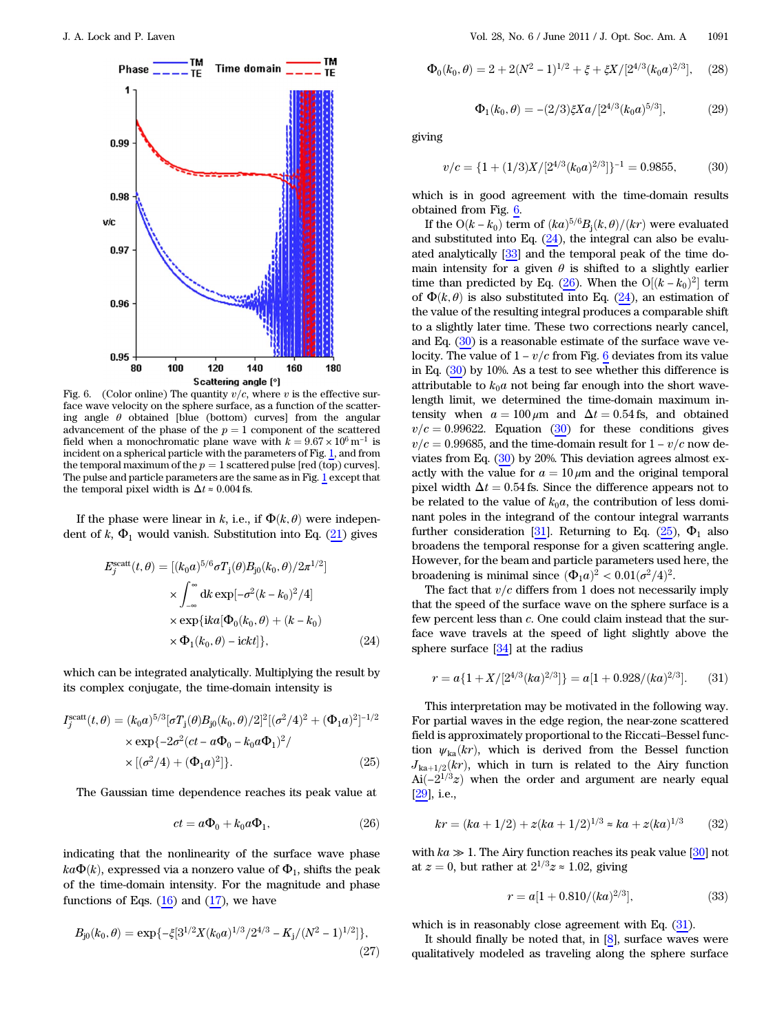Fig. 6. (Color online) The quantity $v/c$, where $v$ is the effective surface wave velocity on the sphere surface, as a function of the scattering angle $\theta$ obtained [blue (bottom) curves] from the angular advancement of the phase of the $p = 1$ component of the scattered field when a monochromatic plane wave with $k = 9.67 \times 10^6\ \mathrm{m}^{-1}$ is incident on a spherical particle with the parameters of Fig. 1, and from the temporal maximum of the $p = 1$ scattered pulse [red (top) curves]. The pulse and particle parameters are the same as in Fig. 1 except that the temporal pixel width is $\Delta t \approx 0.004$ fs.

If the phase were linear in $k$, i.e., if $\Phi(k, \theta)$ were independent of $k$, $\Phi_1$ would vanish. Substitution into Eq. (21) gives

$$E_j^{\mathrm{scatt}}(t, \theta) = [(k_0 a)^{5/6} \sigma T_j(\theta) B_{j0}(k_0, \theta)/2\pi^{1/2}] \times \int_{-\infty}^{\infty} \mathrm{d}k \exp[-\sigma^2 (k - k_0)^2/4] \times \exp\{ika[\Phi_0(k_0, \theta) + (k - k_0) \times \Phi_1(k_0, \theta) - ickt]\}, \tag{24}$$

which can be integrated analytically. Multiplying the result by its complex conjugate, the time-domain intensity is

$$I_j^{\mathrm{scatt}}(t, \theta) = (k_0 a)^{5/3} [\sigma T_j(\theta) B_{j0}(k_0, \theta)/2]^2 [(\sigma^2/4) + (\Phi_1 a)^2]^{-1/2} \times \exp\{-2\sigma^2 (ct - a\Phi_0 - k_0 a \Phi_1)^2 / \times [(\sigma^2/4) + (\Phi_1 a)^2]\}. \tag{25}$$

The Gaussian time dependence reaches its peak value at

$$ct = a\Phi_0 + k_0 a \Phi_1, \tag{26}$$

indicating that the nonlinearity of the surface wave phase $ka\Phi(k)$, expressed via a nonzero value of $\Phi_1$, shifts the peak of the time-domain intensity. For the magnitude and phase functions of Eqs. (16) and (17), we have

$$B_{j0}(k_0, \theta) = \exp\{-\xi[3^{1/2} X (k_0 a)^{1/3}/2^{4/3} - K_j/(N^2 - 1)^{1/2}]\}, \tag{27}$$

$$\Phi_0(k_0, \theta) = 2 + 2(N^2 - 1)^{1/2} + \xi + \xi X/[2^{4/3}(k_0 a)^{2/3}], \tag{28}$$

$$\Phi_1(k_0, \theta) = -(2/3)\xi X a/[2^{4/3}(k_0 a)^{5/3}], \tag{29}$$

giving

$$v/c = \{1 + (1/3)X/[2^{4/3}(k_0 a)^{2/3}]\}^{-1} = 0.9855, \tag{30}$$

which is in good agreement with the time-domain results obtained from Fig. 6.

If the $O(k - k_0)$ term of $(ka)^{5/6} B_j(k, \theta)/(kr)$ were evaluated and substituted into Eq. (24), the integral can also be evaluated analytically [33] and the temporal peak of the time domain intensity for a given $\theta$ is shifted to a slightly earlier time than predicted by Eq. (26). When the $O[(k - k_0)^2]$ term of $\Phi(k, \theta)$ is also substituted into Eq. (24), an estimation of the value of the resulting integral produces a comparable shift to a slightly later time. These two corrections nearly cancel, and Eq. (30) is a reasonable estimate of the surface wave velocity. The value of $1 - v/c$ from Fig. 6 deviates from its value in Eq. (30) by 10%. As a test to see whether this difference is attributable to $k_0 a$ not being far enough into the short wavelength limit, we determined the time-domain maximum intensity when $a = 100\ \mu\mathrm{m}$ and $\Delta t = 0.54$ fs, and obtained $v/c = 0.99622$. Equation (30) for these conditions gives $v/c = 0.99685$, and the time-domain result for $1 - v/c$ now deviates from Eq. (30) by 20%. This deviation agrees almost exactly with the value for $a = 10\ \mu\mathrm{m}$ and the original temporal pixel width $\Delta t = 0.54$ fs. Since the difference appears not to be related to the value of $k_0 a$, the contribution of less dominant poles in the integrand of the contour integral warrants further consideration [31]. Returning to Eq. (25), $\Phi_1$ also broadens the temporal response for a given scattering angle. However, for the beam and particle parameters used here, the broadening is minimal since $(\Phi_1 a)^2 < 0.01(\sigma^2/4)^2$.

The fact that $v/c$ differs from 1 does not necessarily imply that the speed of the surface wave on the sphere surface is a few percent less than $c$. One could claim instead that the surface wave travels at the speed of light slightly above the sphere surface [34] at the radius

$$r = a\{1 + X/[2^{4/3}(ka)^{2/3}]\} = a[1 + 0.928/(ka)^{2/3}]. \tag{31}$$

This interpretation may be motivated in the following way. For partial waves in the edge region, the near-zone scattered field is approximately proportional to the Riccati–Bessel function $\psi_{ka}(kr)$, which is derived from the Bessel function $J_{ka+1/2}(kr)$, which in turn is related to the Airy function $\mathrm{Ai}(-2^{1/3}z)$ when the order and argument are nearly equal [29], i.e.,

$$kr = (ka + 1/2) + z(ka + 1/2)^{1/3} \approx ka + z(ka)^{1/3} \tag{32}$$

with $ka \gg 1$. The Airy function reaches its peak value [30] not at $z = 0$, but rather at $2^{1/3} z \approx 1.02$, giving

$$r = a[1 + 0.810/(ka)^{2/3}], \tag{33}$$

which is in reasonably close agreement with Eq. (31).

It should finally be noted that, in [8], surface waves were qualitatively modeled as traveling along the sphere surface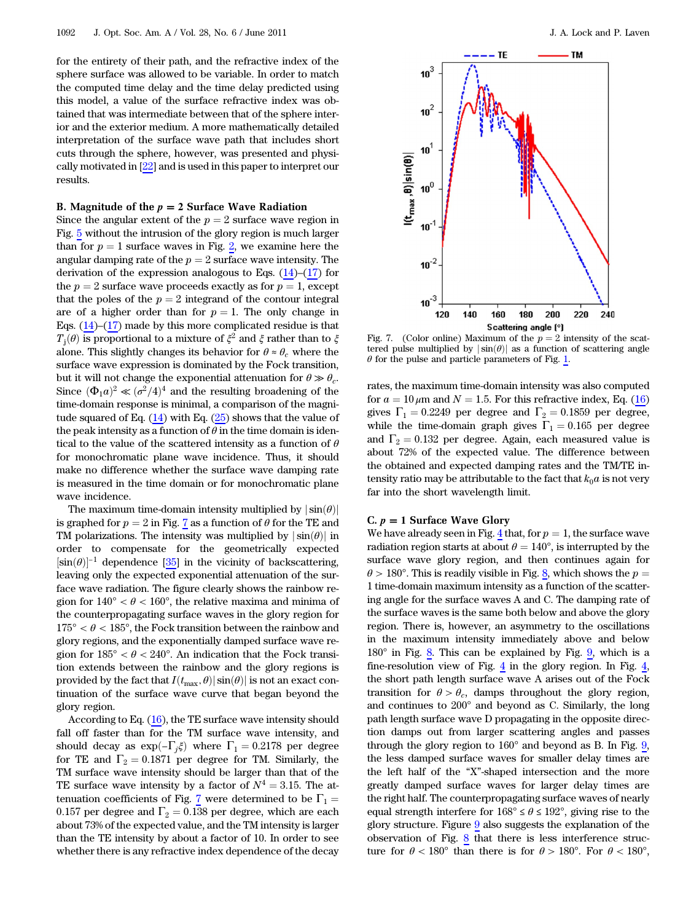for the entirety of their path, and the refractive index of the sphere surface was allowed to be variable. In order to match the computed time delay and the time delay predicted using this model, a value of the surface refractive index was obtained that was intermediate between that of the sphere interior and the exterior medium. A more mathematically detailed interpretation of the surface wave path that includes short cuts through the sphere, however, was presented and physically motivated in [22] and is used in this paper to interpret our results.

### B. Magnitude of the $p = 2$ Surface Wave Radiation

Since the angular extent of the $p = 2$ surface wave region in Fig. 5 without the intrusion of the glory region is much larger than for $p = 1$ surface waves in Fig. 2, we examine here the angular damping rate of the $p = 2$ surface wave intensity. The derivation of the expression analogous to Eqs. (14)–(17) for the $p = 2$ surface wave proceeds exactly as for $p = 1$, except that the poles of the $p = 2$ integrand of the contour integral are of a higher order than for $p = 1$. The only change in Eqs. (14)–(17) made by this more complicated residue is that $T_j(\theta)$ is proportional to a mixture of $\xi^2$ and $\xi$ rather than to $\xi$ alone. This slightly changes its behavior for $\theta \approx \theta_c$ where the surface wave expression is dominated by the Fock transition, but it will not change the exponential attenuation for $\theta \gg \theta_c$. Since $(\Phi_1 a)^2 \ll (\sigma^2/4)^4$ and the resulting broadening of the time-domain response is minimal, a comparison of the magnitude squared of Eq. (14) with Eq. (25) shows that the value of the peak intensity as a function of $\theta$ in the time domain is identical to the value of the scattered intensity as a function of $\theta$ for monochromatic plane wave incidence. Thus, it should make no difference whether the surface wave damping rate is measured in the time domain or for monochromatic plane wave incidence.

The maximum time-domain intensity multiplied by $|\sin(\theta)|$ is graphed for $p = 2$ in Fig. 7 as a function of $\theta$ for the TE and TM polarizations. The intensity was multiplied by $|\sin(\theta)|$ in order to compensate for the geometrically expected $[\sin(\theta)]^{-1}$ dependence [35] in the vicinity of backscattering, leaving only the expected exponential attenuation of the surface wave radiation. The figure clearly shows the rainbow region for $140° < \theta < 160°$, the relative maxima and minima of the counterpropagating surface waves in the glory region for $175° < \theta < 185°$, the Fock transition between the rainbow and glory regions, and the exponentially damped surface wave region for $185° < \theta < 240°$. An indication that the Fock transition extends between the rainbow and the glory regions is provided by the fact that $I(t_{\max}, \theta)|\sin(\theta)|$ is not an exact continuation of the surface wave curve that began beyond the glory region.

According to Eq. (16), the TE surface wave intensity should fall off faster than for the TM surface wave intensity, and should decay as $\exp(-\Gamma_j \xi)$ where $\Gamma_1 = 0.2178$ per degree for TE and $\Gamma_2 = 0.1871$ per degree for TM. Similarly, the TM surface wave intensity should be larger than that of the TE surface wave intensity by a factor of $N^4 = 3.15$. The attenuation coefficients of Fig. 7 were determined to be $\Gamma_1 = 0.157$ per degree and $\Gamma_2 = 0.138$ per degree, which are each about 73% of the expected value, and the TM intensity is larger than the TE intensity by about a factor of 10. In order to see whether there is any refractive index dependence of the decay rates, the maximum time-domain intensity was also computed for $a = 10\,\mu$m and $N = 1.5$. For this refractive index, Eq. (16) gives $\Gamma_1 = 0.2249$ per degree and $\Gamma_2 = 0.1859$ per degree, while the time-domain graph gives $\Gamma_1 = 0.165$ per degree and $\Gamma_2 = 0.132$ per degree. Again, each measured value is about 72% of the expected value. The difference between the obtained and expected damping rates and the TM/TE intensity ratio may be attributable to the fact that $k_0 a$ is not very far into the short wavelength limit.

Fig. 7. (Color online) Maximum of the $p = 2$ intensity of the scattered pulse multiplied by $|\sin(\theta)|$ as a function of scattering angle $\theta$ for the pulse and particle parameters of Fig. 1.

### C. $p = 1$ Surface Wave Glory

We have already seen in Fig. 4 that, for $p = 1$, the surface wave radiation region starts at about $\theta = 140°$, is interrupted by the surface wave glory region, and then continues again for $\theta > 180°$. This is readily visible in Fig. 8, which shows the $p = 1$ time-domain maximum intensity as a function of the scattering angle for the surface waves A and C. The damping rate of the surface waves is the same both below and above the glory region. There is, however, an asymmetry to the oscillations in the maximum intensity immediately above and below 180° in Fig. 8. This can be explained by Fig. 9, which is a fine-resolution view of Fig. 4 in the glory region. In Fig. 4, the short path length surface wave A arises out of the Fock transition for $\theta > \theta_c$, damps throughout the glory region, and continues to 200° and beyond as C. Similarly, the long path length surface wave D propagating in the opposite direction damps out from larger scattering angles and passes through the glory region to 160° and beyond as B. In Fig. 9, the less damped surface waves for smaller delay times are the left half of the "X"-shaped intersection and the more greatly damped surface waves for larger delay times are the right half. The counterpropagating surface waves of nearly equal strength interfere for $168° \le \theta \le 192°$, giving rise to the glory structure. Figure 9 also suggests the explanation of the observation of Fig. 8 that there is less interference structure for $\theta < 180°$ than there is for $\theta > 180°$. For $\theta < 180°$,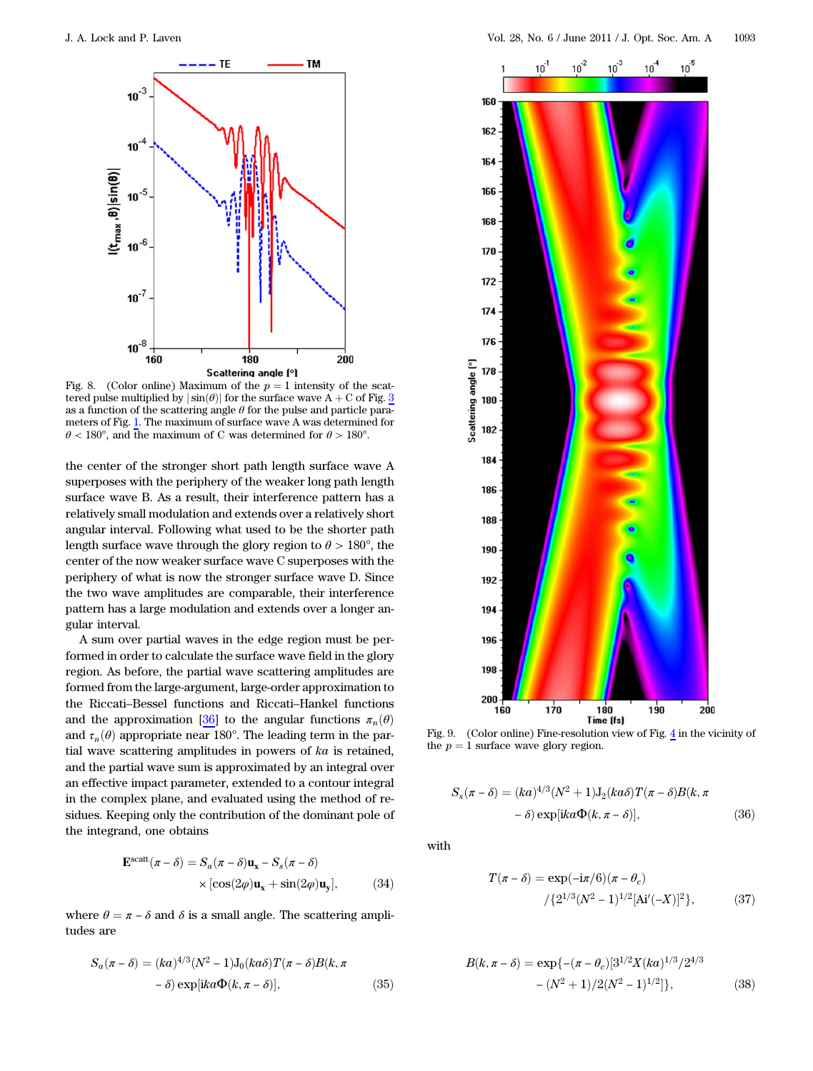Fig. 8. (Color online) Maximum of the $p = 1$ intensity of the scattered pulse multiplied by $|\sin(\theta)|$ for the surface wave A + C of Fig. 3 as a function of the scattering angle $\theta$ for the pulse and particle parameters of Fig. 1. The maximum of surface wave A was determined for $\theta < 180°$, and the maximum of C was determined for $\theta > 180°$.

the center of the stronger short path length surface wave A superposes with the periphery of the weaker long path length surface wave B. As a result, their interference pattern has a relatively small modulation and extends over a relatively short angular interval. Following what used to be the shorter path length surface wave through the glory region to $\theta > 180°$, the center of the now weaker surface wave C superposes with the periphery of what is now the stronger surface wave D. Since the two wave amplitudes are comparable, their interference pattern has a large modulation and extends over a longer angular interval.

A sum over partial waves in the edge region must be performed in order to calculate the surface wave field in the glory region. As before, the partial wave scattering amplitudes are formed from the large-argument, large-order approximation to the Riccati–Bessel functions and Riccati–Hankel functions and the approximation [36] to the angular functions $\pi_n(\theta)$ and $\tau_n(\theta)$ appropriate near 180°. The leading term in the partial wave scattering amplitudes in powers of $ka$ is retained, and the partial wave sum is approximated by an integral over an effective impact parameter, extended to a contour integral in the complex plane, and evaluated using the method of residues. Keeping only the contribution of the dominant pole of the integrand, one obtains

$$\mathbf{E}^{\text{scatt}}(\pi - \delta) = S_a(\pi - \delta)\mathbf{u}_x - S_s(\pi - \delta) \times [\cos(2\varphi)\mathbf{u}_x + \sin(2\varphi)\mathbf{u}_y], \tag{34}$$

where $\theta = \pi - \delta$ and $\delta$ is a small angle. The scattering amplitudes are

$$S_a(\pi - \delta) = (ka)^{4/3}(N^2 - 1)\mathrm{J}_0(ka\delta)T(\pi - \delta)B(k, \pi - \delta)\exp[ika\Phi(k, \pi - \delta)], \tag{35}$$

Fig. 9. (Color online) Fine-resolution view of Fig. 4 in the vicinity of the $p = 1$ surface wave glory region.

$$S_s(\pi - \delta) = (ka)^{4/3}(N^2 + 1)\mathrm{J}_2(ka\delta)T(\pi - \delta)B(k, \pi - \delta)\exp[ika\Phi(k, \pi - \delta)], \tag{36}$$

with

$$T(\pi - \delta) = \exp(-i\pi/6)(\pi - \theta_c) / \{2^{1/3}(N^2 - 1)^{1/2}[\mathrm{Ai}'(-X)]^2\}, \tag{37}$$

$$B(k, \pi - \delta) = \exp\{-(\pi - \theta_c)[3^{1/2}X(ka)^{1/3}/2^{4/3} - (N^2 + 1)/2(N^2 - 1)^{1/2}]\}, \tag{38}$$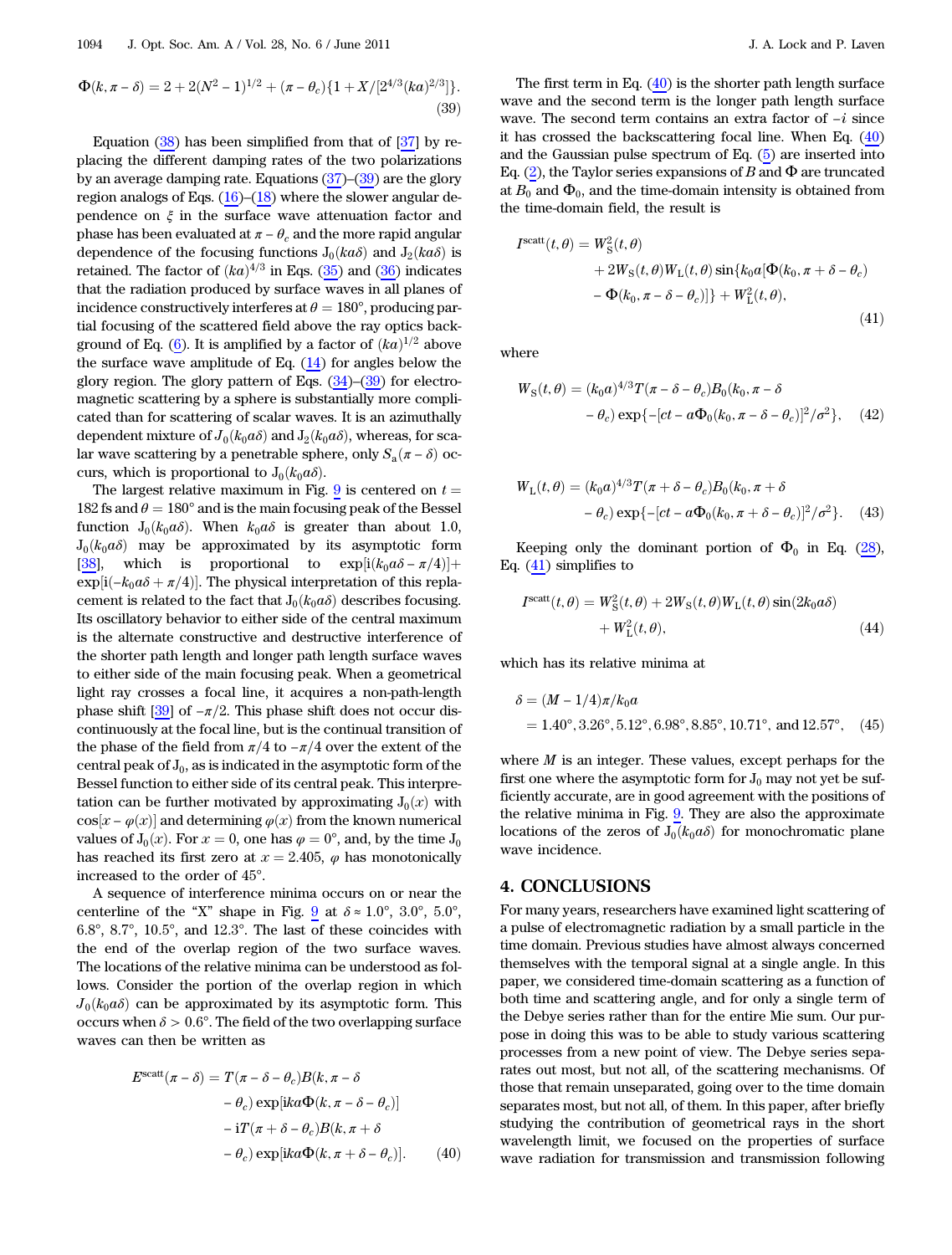$$\Phi(k, \pi - \delta) = 2 + 2(N^2 - 1)^{1/2} + (\pi - \theta_c)\{1 + X/[2^{4/3}(ka)^{2/3}]\}. \tag{39}$$

Equation (38) has been simplified from that of [37] by replacing the different damping rates of the two polarizations by an average damping rate. Equations (37)–(39) are the glory region analogs of Eqs. (16)–(18) where the slower angular dependence on $\xi$ in the surface wave attenuation factor and phase has been evaluated at $\pi - \theta_c$ and the more rapid angular dependence of the focusing functions $J_0(ka\delta)$ and $J_2(ka\delta)$ is retained. The factor of $(ka)^{4/3}$ in Eqs. (35) and (36) indicates that the radiation produced by surface waves in all planes of incidence constructively interferes at $\theta = 180°$, producing partial focusing of the scattered field above the ray optics background of Eq. (6). It is amplified by a factor of $(ka)^{1/2}$ above the surface wave amplitude of Eq. (14) for angles below the glory region. The glory pattern of Eqs. (34)–(39) for electromagnetic scattering by a sphere is substantially more complicated than for scattering of scalar waves. It is an azimuthally dependent mixture of $J_0(k_0a\delta)$ and $J_2(k_0a\delta)$, whereas, for scalar wave scattering by a penetrable sphere, only $S_a(\pi - \delta)$ occurs, which is proportional to $J_0(k_0a\delta)$.

The largest relative maximum in Fig. 9 is centered on $t = 182$ fs and $\theta = 180°$ and is the main focusing peak of the Bessel function $J_0(k_0a\delta)$. When $k_0a\delta$ is greater than about 1.0, $J_0(k_0a\delta)$ may be approximated by its asymptotic form [38], which is proportional to $\exp[i(k_0a\delta - \pi/4)] + \exp[i(-k_0a\delta + \pi/4)]$. The physical interpretation of this replacement is related to the fact that $J_0(k_0a\delta)$ describes focusing. Its oscillatory behavior to either side of the central maximum is the alternate constructive and destructive interference of the shorter path length and longer path length surface waves to either side of the main focusing peak. When a geometrical light ray crosses a focal line, it acquires a non-path-length phase shift [39] of $-\pi/2$. This phase shift does not occur discontinuously at the focal line, but is the continual transition of the phase of the field from $\pi/4$ to $-\pi/4$ over the extent of the central peak of $J_0$, as is indicated in the asymptotic form of the Bessel function to either side of its central peak. This interpretation can be further motivated by approximating $J_0(x)$ with $\cos[x - \varphi(x)]$ and determining $\varphi(x)$ from the known numerical values of $J_0(x)$. For $x = 0$, one has $\varphi = 0°$, and, by the time $J_0$ has reached its first zero at $x = 2.405$, $\varphi$ has monotonically increased to the order of 45°.

A sequence of interference minima occurs on or near the centerline of the "X" shape in Fig. 9 at $\delta \approx 1.0°$, 3.0°, 5.0°, 6.8°, 8.7°, 10.5°, and 12.3°. The last of these coincides with the end of the overlap region of the two surface waves. The locations of the relative minima can be understood as follows. Consider the portion of the overlap region in which $J_0(k_0a\delta)$ can be approximated by its asymptotic form. This occurs when $\delta > 0.6°$. The field of the two overlapping surface waves can then be written as

$$\begin{aligned} E^{\text{scatt}}(\pi - \delta) = {} & T(\pi - \delta - \theta_c)B(k, \pi - \delta - \theta_c)\exp[ika\Phi(k, \pi - \delta - \theta_c)] \\ & - iT(\pi + \delta - \theta_c)B(k, \pi + \delta - \theta_c)\exp[ika\Phi(k, \pi + \delta - \theta_c)]. \end{aligned} \tag{40}$$

The first term in Eq. (40) is the shorter path length surface wave and the second term is the longer path length surface wave. The second term contains an extra factor of $-i$ since it has crossed the backscattering focal line. When Eq. (40) and the Gaussian pulse spectrum of Eq. (5) are inserted into Eq. (2), the Taylor series expansions of $B$ and $\Phi$ are truncated at $B_0$ and $\Phi_0$, and the time-domain intensity is obtained from the time-domain field, the result is

$$\begin{aligned} I^{\text{scatt}}(t, \theta) = {} & W_S^2(t, \theta) \\ & + 2W_S(t, \theta)W_L(t, \theta)\sin\{k_0a[\Phi(k_0, \pi + \delta - \theta_c) - \Phi(k_0, \pi - \delta - \theta_c)]\} + W_L^2(t, \theta), \end{aligned} \tag{41}$$

where

$$W_S(t, \theta) = (k_0a)^{4/3}T(\pi - \delta - \theta_c)B_0(k_0, \pi - \delta - \theta_c)\exp\{-[ct - a\Phi_0(k_0, \pi - \delta - \theta_c)]^2/\sigma^2\}, \tag{42}$$

$$W_L(t, \theta) = (k_0a)^{4/3}T(\pi + \delta - \theta_c)B_0(k_0, \pi + \delta - \theta_c)\exp\{-[ct - a\Phi_0(k_0, \pi + \delta - \theta_c)]^2/\sigma^2\}. \tag{43}$$

Keeping only the dominant portion of $\Phi_0$ in Eq. (28), Eq. (41) simplifies to

$$I^{\text{scatt}}(t, \theta) = W_S^2(t, \theta) + 2W_S(t, \theta)W_L(t, \theta)\sin(2k_0a\delta) + W_L^2(t, \theta), \tag{44}$$

which has its relative minima at

$$\begin{aligned} \delta &= (M - 1/4)\pi/k_0a \\ &= 1.40°, 3.26°, 5.12°, 6.98°, 8.85°, 10.71°, \text{ and } 12.57°, \end{aligned} \tag{45}$$

where $M$ is an integer. These values, except perhaps for the first one where the asymptotic form for $J_0$ may not yet be sufficiently accurate, are in good agreement with the positions of the relative minima in Fig. 9. They are also the approximate locations of the zeros of $J_0(k_0a\delta)$ for monochromatic plane wave incidence.

## 4. CONCLUSIONS

For many years, researchers have examined light scattering of a pulse of electromagnetic radiation by a small particle in the time domain. Previous studies have almost always concerned themselves with the temporal signal at a single angle. In this paper, we considered time-domain scattering as a function of both time and scattering angle, and for only a single term of the Debye series rather than for the entire Mie sum. Our purpose in doing this was to be able to study various scattering processes from a new point of view. The Debye series separates out most, but not all, of the scattering mechanisms. Of those that remain unseparated, going over to the time domain separates most, but not all, of them. In this paper, after briefly studying the contribution of geometrical rays in the short wavelength limit, we focused on the properties of surface wave radiation for transmission and transmission following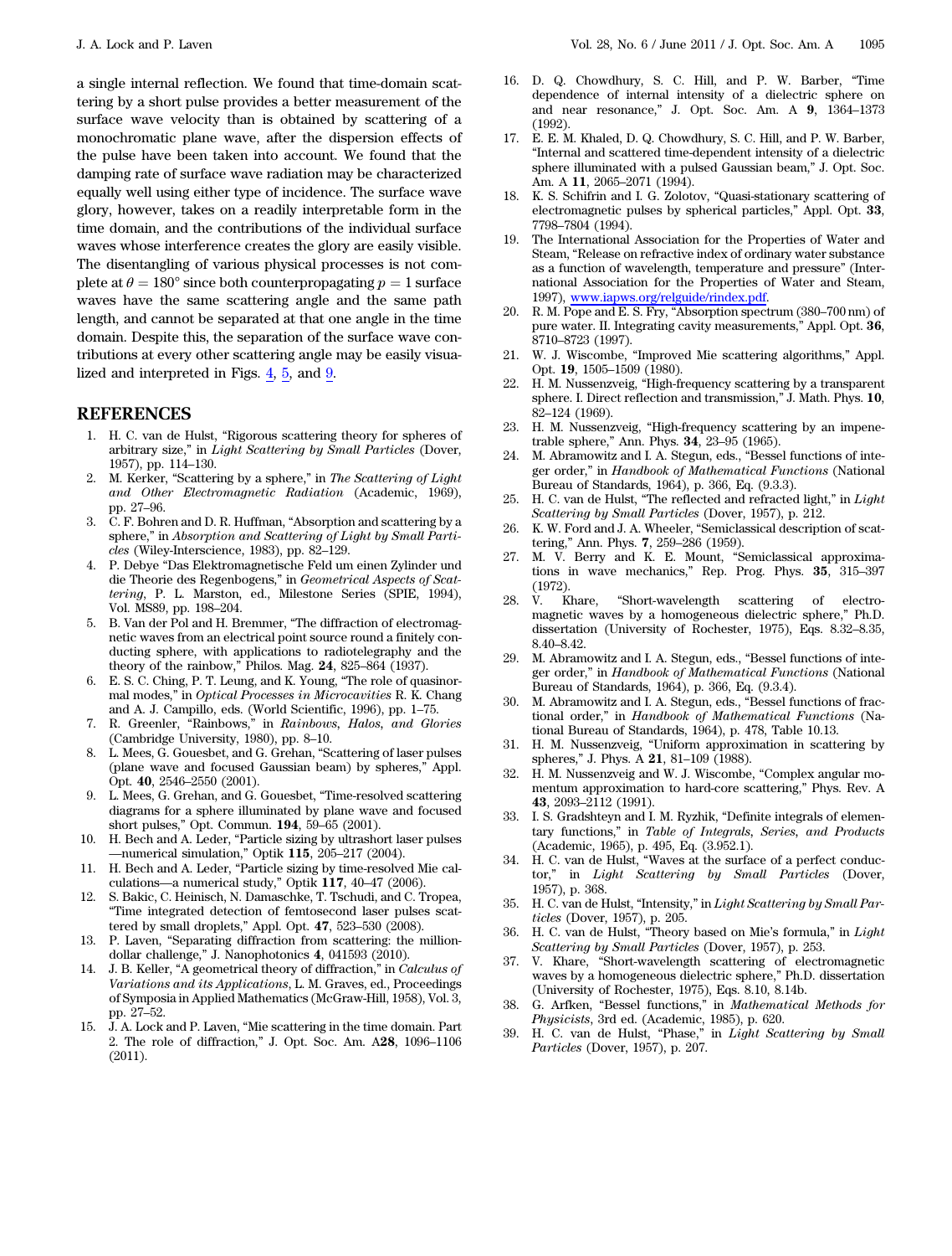a single internal reflection. We found that time-domain scattering by a short pulse provides a better measurement of the surface wave velocity than is obtained by scattering of a monochromatic plane wave, after the dispersion effects of the pulse have been taken into account. We found that the damping rate of surface wave radiation may be characterized equally well using either type of incidence. The surface wave glory, however, takes on a readily interpretable form in the time domain, and the contributions of the individual surface waves whose interference creates the glory are easily visible. The disentangling of various physical processes is not complete at $\theta = 180°$ since both counterpropagating $p = 1$ surface waves have the same scattering angle and the same path length, and cannot be separated at that one angle in the time domain. Despite this, the separation of the surface wave contributions at every other scattering angle may be easily visualized and interpreted in Figs. 4, 5, and 9.

## REFERENCES

1. H. C. van de Hulst, "Rigorous scattering theory for spheres of arbitrary size," in *Light Scattering by Small Particles* (Dover, 1957), pp. 114–130.
2. M. Kerker, "Scattering by a sphere," in *The Scattering of Light and Other Electromagnetic Radiation* (Academic, 1969), pp. 27–96.
3. C. F. Bohren and D. R. Huffman, "Absorption and scattering by a sphere," in *Absorption and Scattering of Light by Small Particles* (Wiley-Interscience, 1983), pp. 82–129.
4. P. Debye "Das Elektromagnetische Feld um einen Zylinder und die Theorie des Regenbogens," in *Geometrical Aspects of Scattering*, P. L. Marston, ed., Milestone Series (SPIE, 1994), Vol. MS89, pp. 198–204.
5. B. Van der Pol and H. Bremmer, "The diffraction of electromagnetic waves from an electrical point source round a finitely conducting sphere, with applications to radiotelegraphy and the theory of the rainbow," Philos. Mag. **24**, 825–864 (1937).
6. E. S. C. Ching, P. T. Leung, and K. Young, "The role of quasinormal modes," in *Optical Processes in Microcavities* R. K. Chang and A. J. Campillo, eds. (World Scientific, 1996), pp. 1–75.
7. R. Greenler, "Rainbows," in *Rainbows, Halos, and Glories* (Cambridge University, 1980), pp. 8–10.
8. L. Mees, G. Gouesbet, and G. Grehan, "Scattering of laser pulses (plane wave and focused Gaussian beam) by spheres," Appl. Opt. **40**, 2546–2550 (2001).
9. L. Mees, G. Grehan, and G. Gouesbet, "Time-resolved scattering diagrams for a sphere illuminated by plane wave and focused short pulses," Opt. Commun. **194**, 59–65 (2001).
10. H. Bech and A. Leder, "Particle sizing by ultrashort laser pulses—numerical simulation," Optik **115**, 205–217 (2004).
11. H. Bech and A. Leder, "Particle sizing by time-resolved Mie calculations—a numerical study," Optik **117**, 40–47 (2006).
12. S. Bakic, C. Heinisch, N. Damaschke, T. Tschudi, and C. Tropea, "Time integrated detection of femtosecond laser pulses scattered by small droplets," Appl. Opt. **47**, 523–530 (2008).
13. P. Laven, "Separating diffraction from scattering: the million-dollar challenge," J. Nanophotonics **4**, 041593 (2010).
14. J. B. Keller, "A geometrical theory of diffraction," in *Calculus of Variations and its Applications*, L. M. Graves, ed., Proceedings of Symposia in Applied Mathematics (McGraw-Hill, 1958), Vol. 3, pp. 27–52.
15. J. A. Lock and P. Laven, "Mie scattering in the time domain. Part 2. The role of diffraction," J. Opt. Soc. Am. A**28**, 1096–1106 (2011).
16. D. Q. Chowdhury, S. C. Hill, and P. W. Barber, "Time dependence of internal intensity of a dielectric sphere on and near resonance," J. Opt. Soc. Am. A **9**, 1364–1373 (1992).
17. E. E. M. Khaled, D. Q. Chowdhury, S. C. Hill, and P. W. Barber, "Internal and scattered time-dependent intensity of a dielectric sphere illuminated with a pulsed Gaussian beam," J. Opt. Soc. Am. A **11**, 2065–2071 (1994).
18. K. S. Schifrin and I. G. Zolotov, "Quasi-stationary scattering of electromagnetic pulses by spherical particles," Appl. Opt. **33**, 7798–7804 (1994).
19. The International Association for the Properties of Water and Steam, "Release on refractive index of ordinary water substance as a function of wavelength, temperature and pressure" (International Association for the Properties of Water and Steam, 1997), www.iapws.org/relguide/rindex.pdf.
20. R. M. Pope and E. S. Fry, "Absorption spectrum (380–700 nm) of pure water. II. Integrating cavity measurements," Appl. Opt. **36**, 8710–8723 (1997).
21. W. J. Wiscombe, "Improved Mie scattering algorithms," Appl. Opt. **19**, 1505–1509 (1980).
22. H. M. Nussenzveig, "High-frequency scattering by a transparent sphere. I. Direct reflection and transmission," J. Math. Phys. **10**, 82–124 (1969).
23. H. M. Nussenzveig, "High-frequency scattering by an impenetrable sphere," Ann. Phys. **34**, 23–95 (1965).
24. M. Abramowitz and I. A. Stegun, eds., "Bessel functions of integer order," in *Handbook of Mathematical Functions* (National Bureau of Standards, 1964), p. 366, Eq. (9.3.3).
25. H. C. van de Hulst, "The reflected and refracted light," in *Light Scattering by Small Particles* (Dover, 1957), p. 212.
26. K. W. Ford and J. A. Wheeler, "Semiclassical description of scattering," Ann. Phys. **7**, 259–286 (1959).
27. M. V. Berry and K. E. Mount, "Semiclassical approximations in wave mechanics," Rep. Prog. Phys. **35**, 315–397 (1972).
28. V. Khare, "Short-wavelength scattering of electromagnetic waves by a homogeneous dielectric sphere," Ph.D. dissertation (University of Rochester, 1975), Eqs. 8.32–8.35, 8.40–8.42.
29. M. Abramowitz and I. A. Stegun, eds., "Bessel functions of integer order," in *Handbook of Mathematical Functions* (National Bureau of Standards, 1964), p. 366, Eq. (9.3.4).
30. M. Abramowitz and I. A. Stegun, eds., "Bessel functions of fractional order," in *Handbook of Mathematical Functions* (National Bureau of Standards, 1964), p. 478, Table 10.13.
31. H. M. Nussenzveig, "Uniform approximation in scattering by spheres," J. Phys. A **21**, 81–109 (1988).
32. H. M. Nussenzveig and W. J. Wiscombe, "Complex angular momentum approximation to hard-core scattering," Phys. Rev. A **43**, 2093–2112 (1991).
33. I. S. Gradshteyn and I. M. Ryzhik, "Definite integrals of elementary functions," in *Table of Integrals, Series, and Products* (Academic, 1965), p. 495, Eq. (3.952.1).
34. H. C. van de Hulst, "Waves at the surface of a perfect conductor," in *Light Scattering by Small Particles* (Dover, 1957), p. 368.
35. H. C. van de Hulst, "Intensity," in *Light Scattering by Small Particles* (Dover, 1957), p. 205.
36. H. C. van de Hulst, "Theory based on Mie's formula," in *Light Scattering by Small Particles* (Dover, 1957), p. 253.
37. V. Khare, "Short-wavelength scattering of electromagnetic waves by a homogeneous dielectric sphere," Ph.D. dissertation (University of Rochester, 1975), Eqs. 8.10, 8.14b.
38. G. Arfken, "Bessel functions," in *Mathematical Methods for Physicists*, 3rd ed. (Academic, 1985), p. 620.
39. H. C. van de Hulst, "Phase," in *Light Scattering by Small Particles* (Dover, 1957), p. 207.